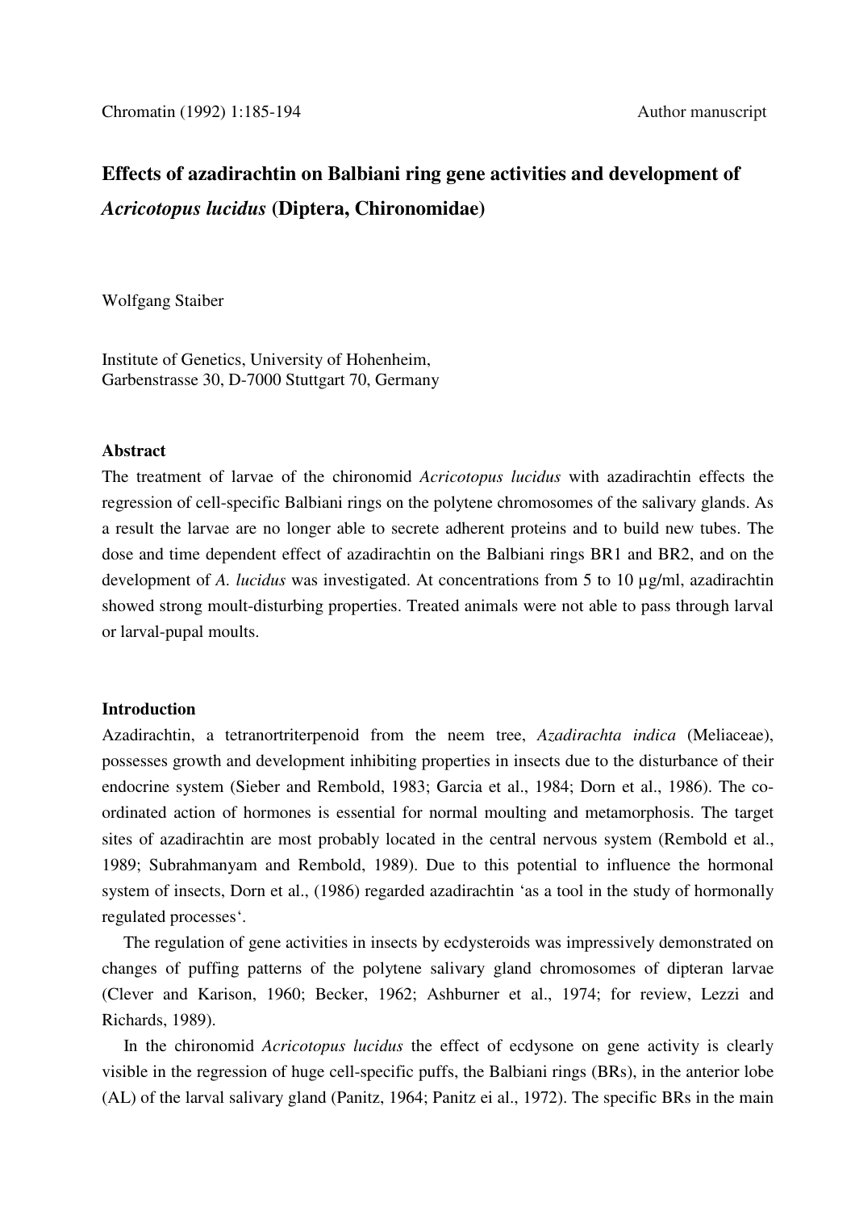Chromatin (1992) 1:185-194 Author manuscript

# Effects of azadirachtin on Balbiani ring gene activities and development of *Acricotopus lucidus* (Diptera, Chironomidae)

Wolfgang Staiber

Institute of Genetics, University of Hohenheim,
Garbenstrasse 30, D-7000 Stuttgart 70, Germany

## Abstract

The treatment of larvae of the chironomid *Acricotopus lucidus* with azadirachtin effects the regression of cell-specific Balbiani rings on the polytene chromosomes of the salivary glands. As a result the larvae are no longer able to secrete adherent proteins and to build new tubes. The dose and time dependent effect of azadirachtin on the Balbiani rings BR1 and BR2, and on the development of *A. lucidus* was investigated. At concentrations from 5 to 10 µg/ml, azadirachtin showed strong moult-disturbing properties. Treated animals were not able to pass through larval or larval-pupal moults.

## Introduction

Azadirachtin, a tetranortriterpenoid from the neem tree, *Azadirachta indica* (Meliaceae), possesses growth and development inhibiting properties in insects due to the disturbance of their endocrine system (Sieber and Rembold, 1983; Garcia et al., 1984; Dorn et al., 1986). The co-ordinated action of hormones is essential for normal moulting and metamorphosis. The target sites of azadirachtin are most probably located in the central nervous system (Rembold et al., 1989; Subrahmanyam and Rembold, 1989). Due to this potential to influence the hormonal system of insects, Dorn et al., (1986) regarded azadirachtin 'as a tool in the study of hormonally regulated processes'.

The regulation of gene activities in insects by ecdysteroids was impressively demonstrated on changes of puffing patterns of the polytene salivary gland chromosomes of dipteran larvae (Clever and Karison, 1960; Becker, 1962; Ashburner et al., 1974; for review, Lezzi and Richards, 1989).

In the chironomid *Acricotopus lucidus* the effect of ecdysone on gene activity is clearly visible in the regression of huge cell-specific puffs, the Balbiani rings (BRs), in the anterior lobe (AL) of the larval salivary gland (Panitz, 1964; Panitz ei al., 1972). The specific BRs in the main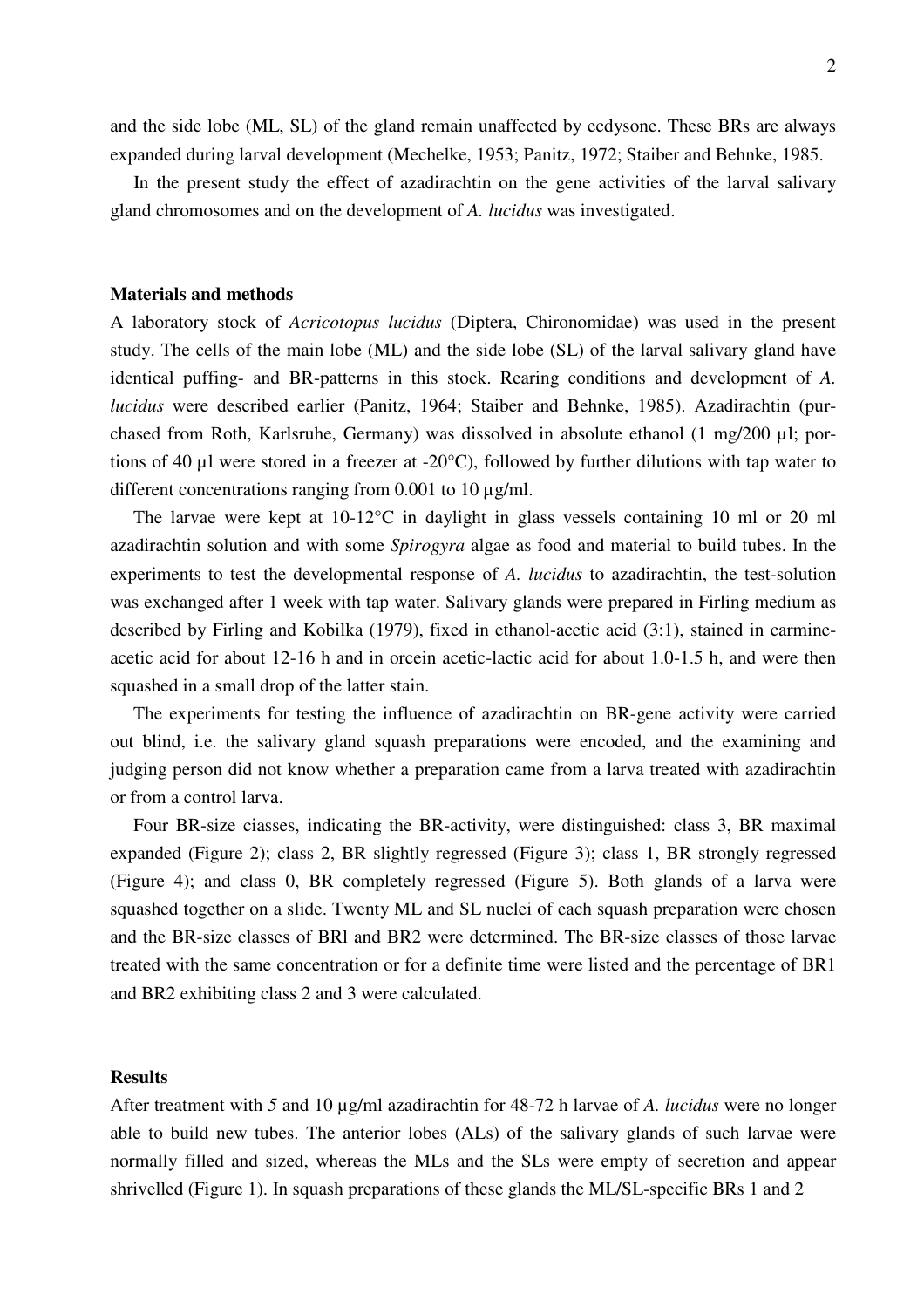and the side lobe (ML, SL) of the gland remain unaffected by ecdysone. These BRs are always expanded during larval development (Mechelke, 1953; Panitz, 1972; Staiber and Behnke, 1985.

In the present study the effect of azadirachtin on the gene activities of the larval salivary gland chromosomes and on the development of *A. lucidus* was investigated.

## Materials and methods

A laboratory stock of *Acricotopus lucidus* (Diptera, Chironomidae) was used in the present study. The cells of the main lobe (ML) and the side lobe (SL) of the larval salivary gland have identical puffing- and BR-patterns in this stock. Rearing conditions and development of *A. lucidus* were described earlier (Panitz, 1964; Staiber and Behnke, 1985). Azadirachtin (purchased from Roth, Karlsruhe, Germany) was dissolved in absolute ethanol (1 mg/200 µl; portions of 40 µl were stored in a freezer at -20°C), followed by further dilutions with tap water to different concentrations ranging from 0.001 to 10 µg/ml.

The larvae were kept at 10-12°C in daylight in glass vessels containing 10 ml or 20 ml azadirachtin solution and with some *Spirogyra* algae as food and material to build tubes. In the experiments to test the developmental response of *A. lucidus* to azadirachtin, the test-solution was exchanged after 1 week with tap water. Salivary glands were prepared in Firling medium as described by Firling and Kobilka (1979), fixed in ethanol-acetic acid (3:1), stained in carmine-acetic acid for about 12-16 h and in orcein acetic-lactic acid for about 1.0-1.5 h, and were then squashed in a small drop of the latter stain.

The experiments for testing the influence of azadirachtin on BR-gene activity were carried out blind, i.e. the salivary gland squash preparations were encoded, and the examining and judging person did not know whether a preparation came from a larva treated with azadirachtin or from a control larva.

Four BR-size ciasses, indicating the BR-activity, were distinguished: class 3, BR maximal expanded (Figure 2); class 2, BR slightly regressed (Figure 3); class 1, BR strongly regressed (Figure 4); and class 0, BR completely regressed (Figure 5). Both glands of a larva were squashed together on a slide. Twenty ML and SL nuclei of each squash preparation were chosen and the BR-size classes of BRl and BR2 were determined. The BR-size classes of those larvae treated with the same concentration or for a definite time were listed and the percentage of BR1 and BR2 exhibiting class 2 and 3 were calculated.

## Results

After treatment with *5* and 10 µg/ml azadirachtin for 48-72 h larvae of *A. lucidus* were no longer able to build new tubes. The anterior lobes (ALs) of the salivary glands of such larvae were normally filled and sized, whereas the MLs and the SLs were empty of secretion and appear shrivelled (Figure 1). In squash preparations of these glands the ML/SL-specific BRs 1 and 2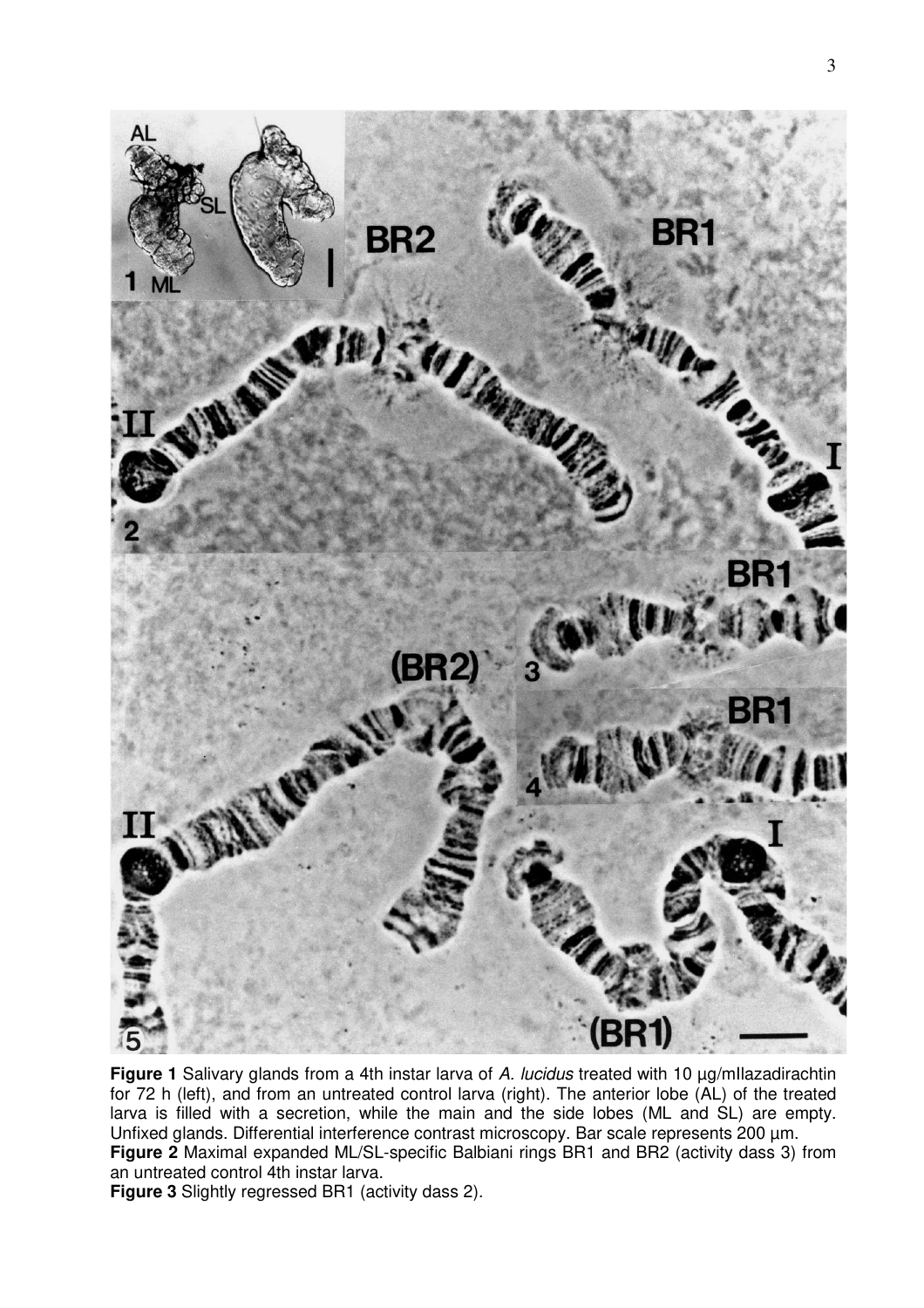**Figure 1** Salivary glands from a 4th instar larva of *A. lucidus* treated with 10 µg/mlIazadirachtin for 72 h (left), and from an untreated control larva (right). The anterior lobe (AL) of the treated larva is filled with a secretion, while the main and the side lobes (ML and SL) are empty. Unfixed glands. Differential interference contrast microscopy. Bar scale represents 200 µm.

**Figure 2** Maximal expanded ML/SL-specific Balbiani rings BR1 and BR2 (activity dass 3) from an untreated control 4th instar larva.

**Figure 3** Slightly regressed BR1 (activity dass 2).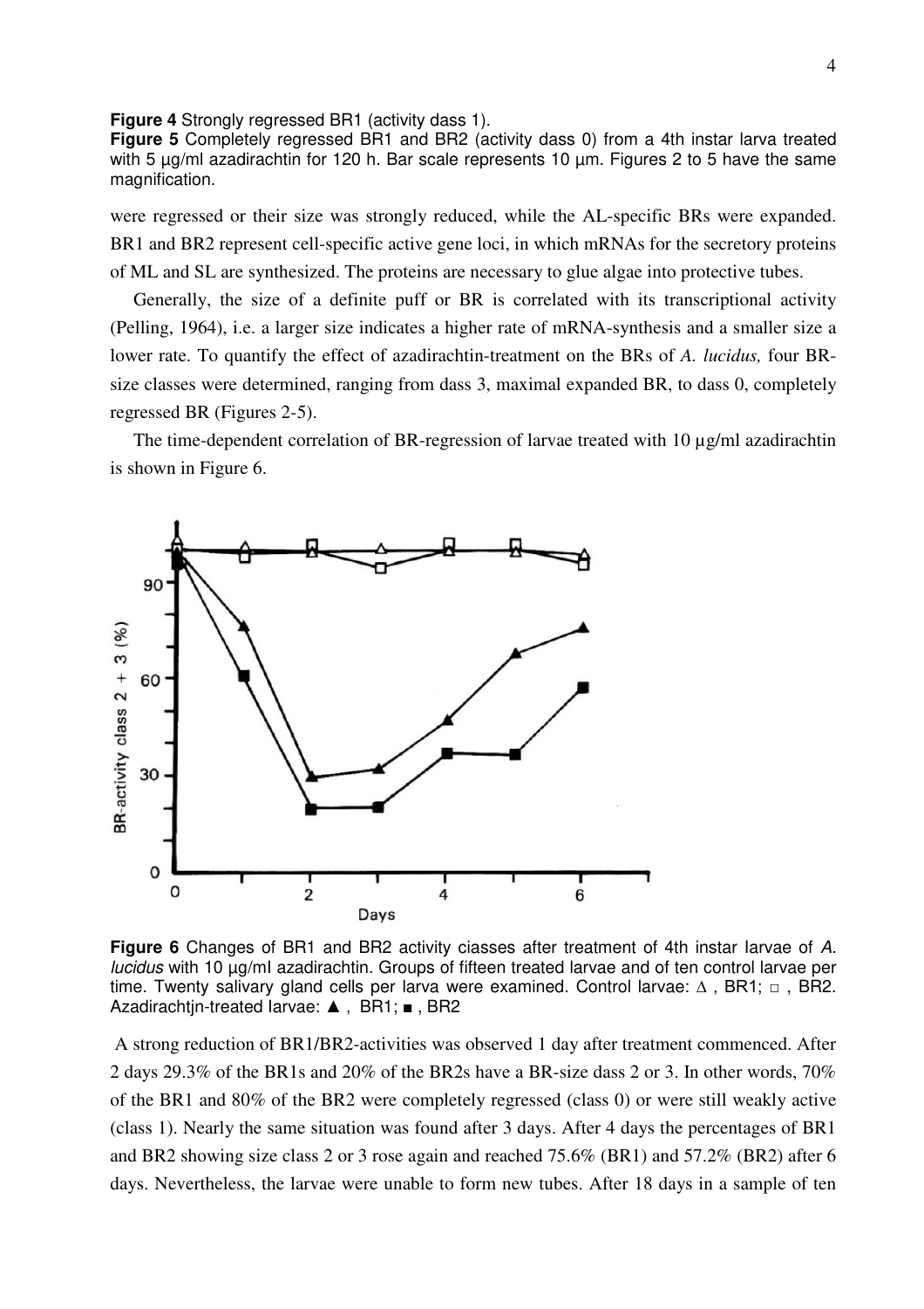**Figure 4** Strongly regressed BR1 (activity dass 1).

**Figure 5** Completely regressed BR1 and BR2 (activity dass 0) from a 4th instar larva treated with 5 µg/ml azadirachtin for 120 h. Bar scale represents 10 µm. Figures 2 to 5 have the same magnification.

were regressed or their size was strongly reduced, while the AL-specific BRs were expanded. BR1 and BR2 represent cell-specific active gene loci, in which mRNAs for the secretory proteins of ML and SL are synthesized. The proteins are necessary to glue algae into protective tubes.

Generally, the size of a definite puff or BR is correlated with its transcriptional activity (Pelling, 1964), i.e. a larger size indicates a higher rate of mRNA-synthesis and a smaller size a lower rate. To quantify the effect of azadirachtin-treatment on the BRs of *A. lucidus,* four BR-size classes were determined, ranging from dass 3, maximal expanded BR, to dass 0, completely regressed BR (Figures 2-5).

The time-dependent correlation of BR-regression of larvae treated with 10 µg/ml azadirachtin is shown in Figure 6.

**Figure 6** Changes of BR1 and BR2 activity ciasses after treatment of 4th instar Iarvae of *A. lucidus* with 10 µg/mI azadirachtin. Groups of fifteen treated larvae and of ten control larvae per time. Twenty salivary gland cells per larva were examined. Control larvae: ∆ , BR1; □ , BR2. Azadirachtjn-treated Iarvae: ▲ , BR1; ■ , BR2

A strong reduction of BR1/BR2-activities was observed 1 day after treatment commenced. After 2 days 29.3% of the BR1s and 20% of the BR2s have a BR-size dass 2 or 3. In other words, 70% of the BR1 and 80% of the BR2 were completely regressed (class 0) or were still weakly active (class 1). Nearly the same situation was found after 3 days. After 4 days the percentages of BR1 and BR2 showing size class 2 or 3 rose again and reached 75.6% (BR1) and 57.2% (BR2) after 6 days. Nevertheless, the larvae were unable to form new tubes. After 18 days in a sample of ten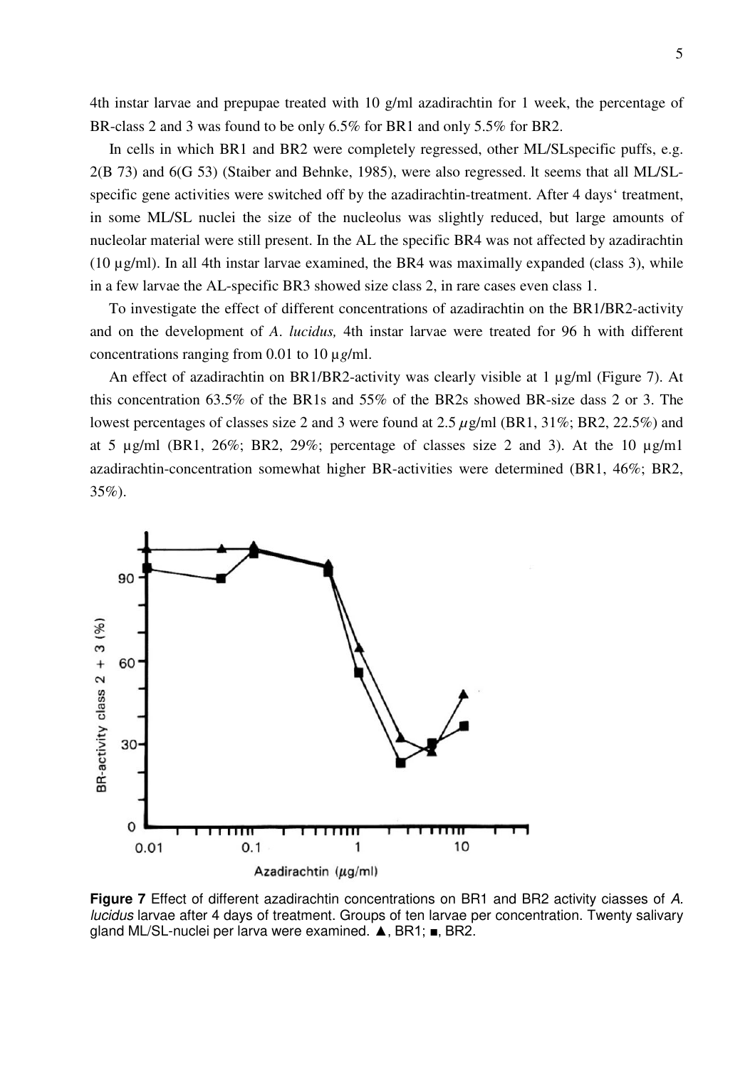4th instar larvae and prepupae treated with 10 g/ml azadirachtin for 1 week, the percentage of BR-class 2 and 3 was found to be only 6.5% for BR1 and only 5.5% for BR2.

In cells in which BR1 and BR2 were completely regressed, other ML/SLspecific puffs, e.g. 2(B 73) and 6(G 53) (Staiber and Behnke, 1985), were also regressed. lt seems that all ML/SL-specific gene activities were switched off by the azadirachtin-treatment. After 4 days' treatment, in some ML/SL nuclei the size of the nucleolus was slightly reduced, but large amounts of nucleolar material were still present. In the AL the specific BR4 was not affected by azadirachtin (10 µg/ml). In all 4th instar larvae examined, the BR4 was maximally expanded (class 3), while in a few larvae the AL-specific BR3 showed size class 2, in rare cases even class 1.

To investigate the effect of different concentrations of azadirachtin on the BR1/BR2-activity and on the development of *A. lucidus,* 4th instar larvae were treated for 96 h with different concentrations ranging from 0.01 to 10 µg/ml.

An effect of azadirachtin on BR1/BR2-activity was clearly visible at 1 µg/ml (Figure 7). At this concentration 63.5% of the BR1s and 55% of the BR2s showed BR-size dass 2 or 3. The lowest percentages of classes size 2 and 3 were found at 2.5 µg/ml (BR1, 31%; BR2, 22.5%) and at 5 µg/ml (BR1, 26%; BR2, 29%; percentage of classes size 2 and 3). At the 10 µg/m1 azadirachtin-concentration somewhat higher BR-activities were determined (BR1, 46%; BR2, 35%).

**Figure 7** Effect of different azadirachtin concentrations on BR1 and BR2 activity ciasses of *A. lucidus* larvae after 4 days of treatment. Groups of ten larvae per concentration. Twenty salivary gland ML/SL-nuclei per larva were examined. ▲, BR1; ■, BR2.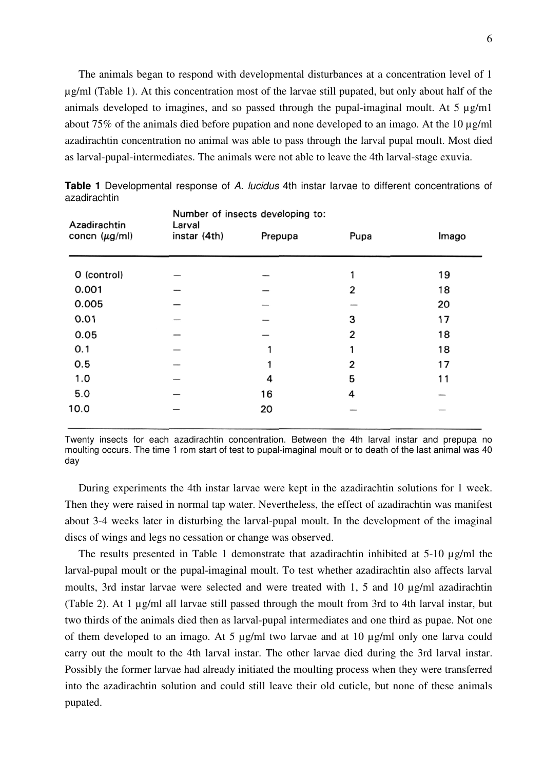The animals began to respond with developmental disturbances at a concentration level of 1 µg/ml (Table 1). At this concentration most of the larvae still pupated, but only about half of the animals developed to imagines, and so passed through the pupal-imaginal moult. At 5 µg/m1 about 75% of the animals died before pupation and none developed to an imago. At the 10 µg/ml azadirachtin concentration no animal was able to pass through the larval pupal moult. Most died as larval-pupal-intermediates. The animals were not able to leave the 4th larval-stage exuvia.

**Table 1** Developmental response of *A. lucidus* 4th instar larvae to different concentrations of azadirachtin

| Azadirachtin concn (µg/ml) | Number of insects developing to: Larval instar (4th) | Prepupa | Pupa | Imago |
|---|---|---|---|---|
| 0 (control) | — | — | 1 | 19 |
| 0.001 | — | — | 2 | 18 |
| 0.005 | — | — | — | 20 |
| 0.01 | — | — | 3 | 17 |
| 0.05 | — | — | 2 | 18 |
| 0.1 | — | 1 | 1 | 18 |
| 0.5 | — | 1 | 2 | 17 |
| 1.0 | — | 4 | 5 | 11 |
| 5.0 | — | 16 | 4 | — |
| 10.0 | — | 20 | — | — |

Twenty insects for each azadirachtin concentration. Between the 4th larval instar and prepupa no moulting occurs. The time 1 rom start of test to pupal-imaginal moult or to death of the last animal was 40 day

During experiments the 4th instar larvae were kept in the azadirachtin solutions for 1 week. Then they were raised in normal tap water. Nevertheless, the effect of azadirachtin was manifest about 3-4 weeks later in disturbing the larval-pupal moult. In the development of the imaginal discs of wings and legs no cessation or change was observed.

The results presented in Table 1 demonstrate that azadirachtin inhibited at 5-10 µg/ml the larval-pupal moult or the pupal-imaginal moult. To test whether azadirachtin also affects larval moults, 3rd instar larvae were selected and were treated with 1, 5 and 10 µg/ml azadirachtin (Table 2). At 1 µg/ml all larvae still passed through the moult from 3rd to 4th larval instar, but two thirds of the animals died then as larval-pupal intermediates and one third as pupae. Not one of them developed to an imago. At 5 µg/ml two larvae and at 10 µg/ml only one larva could carry out the moult to the 4th larval instar. The other larvae died during the 3rd larval instar. Possibly the former larvae had already initiated the moulting process when they were transferred into the azadirachtin solution and could still leave their old cuticle, but none of these animals pupated.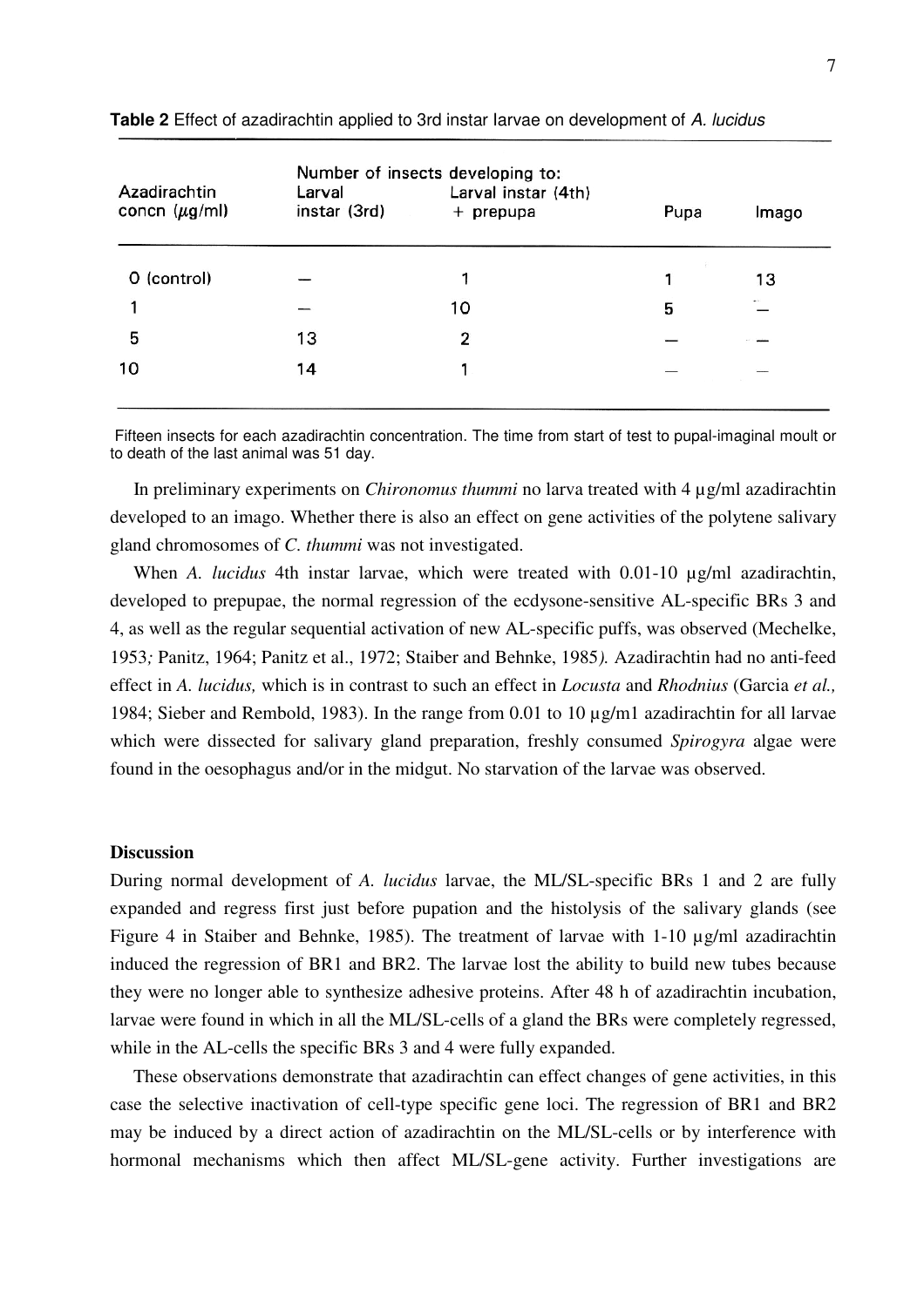**Table 2** Effect of azadirachtin applied to 3rd instar larvae on development of *A. lucidus*

| Azadirachtin concn (μg/ml) | Number of insects developing to: Larval instar (3rd) | Larval instar (4th) + prepupa | Pupa | Imago |
|---|---|---|---|---|
| 0 (control) | — | 1 | 1 | 13 |
| 1 | — | 10 | 5 | — |
| 5 | 13 | 2 | — | — |
| 10 | 14 | 1 | — | — |

Fifteen insects for each azadirachtin concentration. The time from start of test to pupal-imaginal moult or to death of the last animal was 51 day.

In preliminary experiments on *Chironomus thummi* no larva treated with 4 μg/ml azadirachtin developed to an imago. Whether there is also an effect on gene activities of the polytene salivary gland chromosomes of *C. thummi* was not investigated.

When *A. lucidus* 4th instar larvae, which were treated with 0.01-10 μg/ml azadirachtin, developed to prepupae, the normal regression of the ecdysone-sensitive AL-specific BRs 3 and 4, as well as the regular sequential activation of new AL-specific puffs, was observed (Mechelke, 1953; Panitz, 1964; Panitz et al., 1972; Staiber and Behnke, 1985). Azadirachtin had no anti-feed effect in *A. lucidus,* which is in contrast to such an effect in *Locusta* and *Rhodnius* (Garcia *et al.,* 1984; Sieber and Rembold, 1983). In the range from 0.01 to 10 μg/m1 azadirachtin for all larvae which were dissected for salivary gland preparation, freshly consumed *Spirogyra* algae were found in the oesophagus and/or in the midgut. No starvation of the larvae was observed.

## Discussion

During normal development of *A. lucidus* larvae, the ML/SL-specific BRs 1 and 2 are fully expanded and regress first just before pupation and the histolysis of the salivary glands (see Figure 4 in Staiber and Behnke, 1985). The treatment of larvae with 1-10 μg/ml azadirachtin induced the regression of BR1 and BR2. The larvae lost the ability to build new tubes because they were no longer able to synthesize adhesive proteins. After 48 h of azadirachtin incubation, larvae were found in which in all the ML/SL-cells of a gland the BRs were completely regressed, while in the AL-cells the specific BRs 3 and 4 were fully expanded.

These observations demonstrate that azadirachtin can effect changes of gene activities, in this case the selective inactivation of cell-type specific gene loci. The regression of BR1 and BR2 may be induced by a direct action of azadirachtin on the ML/SL-cells or by interference with hormonal mechanisms which then affect ML/SL-gene activity. Further investigations are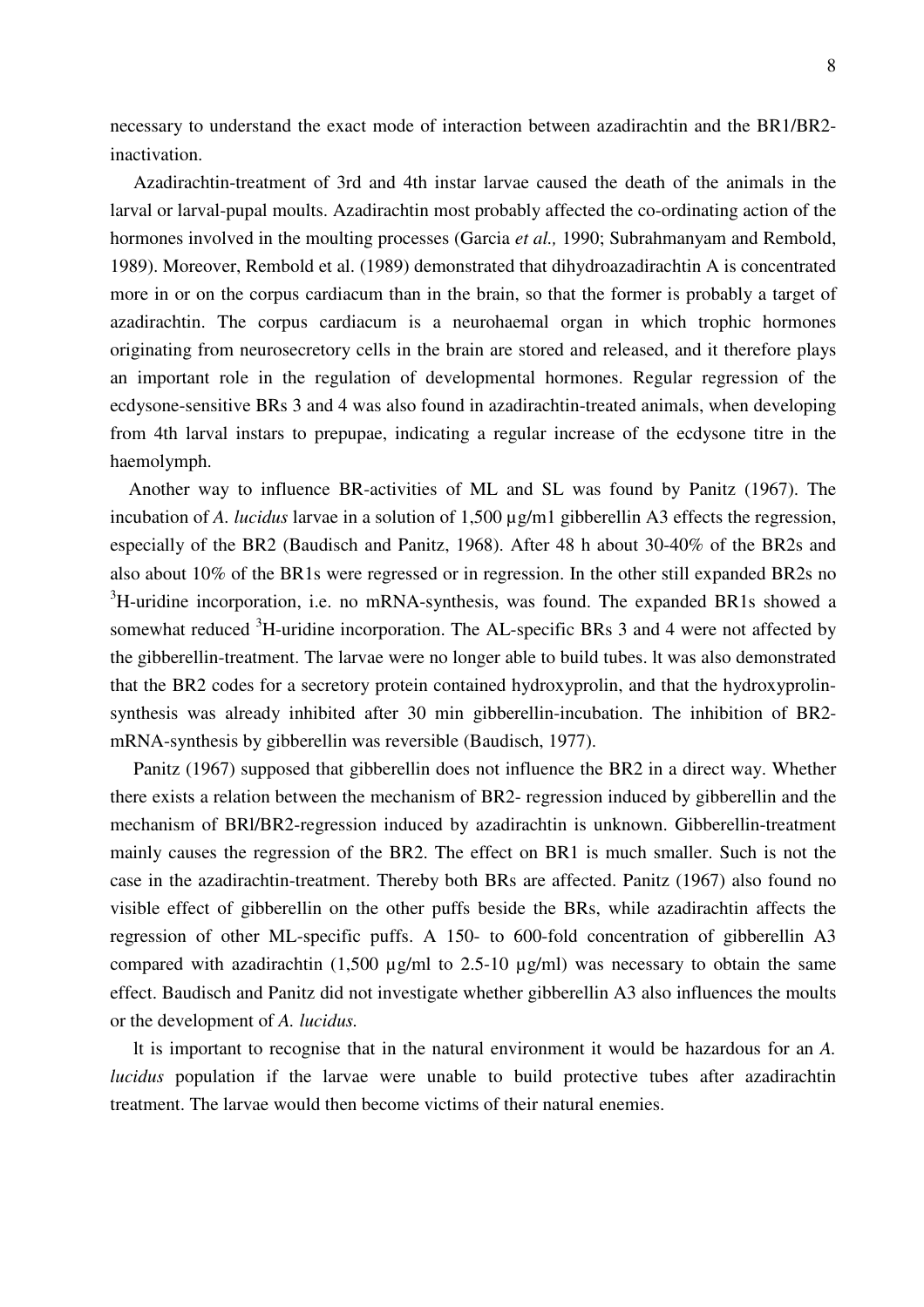necessary to understand the exact mode of interaction between azadirachtin and the BR1/BR2-inactivation.

Azadirachtin-treatment of 3rd and 4th instar larvae caused the death of the animals in the larval or larval-pupal moults. Azadirachtin most probably affected the co-ordinating action of the hormones involved in the moulting processes (Garcia *et al.,* 1990; Subrahmanyam and Rembold, 1989). Moreover, Rembold et al. (1989) demonstrated that dihydroazadirachtin A is concentrated more in or on the corpus cardiacum than in the brain, so that the former is probably a target of azadirachtin. The corpus cardiacum is a neurohaemal organ in which trophic hormones originating from neurosecretory cells in the brain are stored and released, and it therefore plays an important role in the regulation of developmental hormones. Regular regression of the ecdysone-sensitive BRs 3 and 4 was also found in azadirachtin-treated animals, when developing from 4th larval instars to prepupae, indicating a regular increase of the ecdysone titre in the haemolymph.

Another way to influence BR-activities of ML and SL was found by Panitz (1967). The incubation of *A. lucidus* larvae in a solution of 1,500 µg/m1 gibberellin A3 effects the regression, especially of the BR2 (Baudisch and Panitz, 1968). After 48 h about 30-40% of the BR2s and also about 10% of the BR1s were regressed or in regression. In the other still expanded BR2s no $^{3}$H-uridine incorporation, i.e. no mRNA-synthesis, was found. The expanded BR1s showed a somewhat reduced $^{3}$H-uridine incorporation. The AL-specific BRs 3 and 4 were not affected by the gibberellin-treatment. The larvae were no longer able to build tubes. lt was also demonstrated that the BR2 codes for a secretory protein contained hydroxyprolin, and that the hydroxyprolin-synthesis was already inhibited after 30 min gibberellin-incubation. The inhibition of BR2-mRNA-synthesis by gibberellin was reversible (Baudisch, 1977).

Panitz (1967) supposed that gibberellin does not influence the BR2 in a direct way. Whether there exists a relation between the mechanism of BR2- regression induced by gibberellin and the mechanism of BRl/BR2-regression induced by azadirachtin is unknown. Gibberellin-treatment mainly causes the regression of the BR2. The effect on BR1 is much smaller. Such is not the case in the azadirachtin-treatment. Thereby both BRs are affected. Panitz (1967) also found no visible effect of gibberellin on the other puffs beside the BRs, while azadirachtin affects the regression of other ML-specific puffs. A 150- to 600-fold concentration of gibberellin A3 compared with azadirachtin (1,500 µg/ml to 2.5-10 µg/ml) was necessary to obtain the same effect. Baudisch and Panitz did not investigate whether gibberellin A3 also influences the moults or the development of *A. lucidus.*

lt is important to recognise that in the natural environment it would be hazardous for an *A. lucidus* population if the larvae were unable to build protective tubes after azadirachtin treatment. The larvae would then become victims of their natural enemies.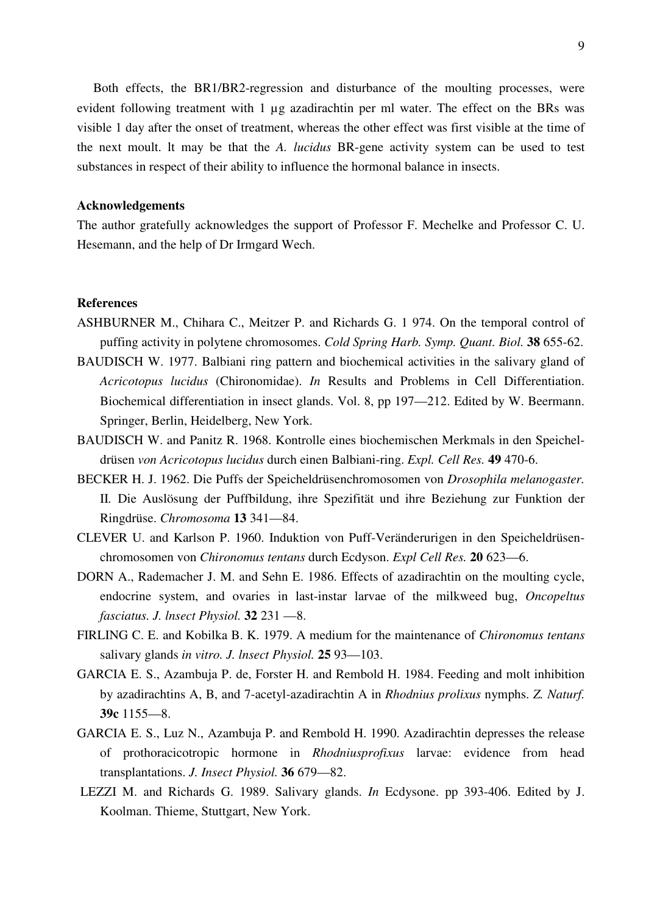Both effects, the BR1/BR2-regression and disturbance of the moulting processes, were evident following treatment with 1 µg azadirachtin per ml water. The effect on the BRs was visible 1 day after the onset of treatment, whereas the other effect was first visible at the time of the next moult. lt may be that the *A. lucidus* BR-gene activity system can be used to test substances in respect of their ability to influence the hormonal balance in insects.

### Acknowledgements

The author gratefully acknowledges the support of Professor F. Mechelke and Professor C. U. Hesemann, and the help of Dr Irmgard Wech.

### References

ASHBURNER M., Chihara C., Meitzer P. and Richards G. 1 974. On the temporal control of puffing activity in polytene chromosomes. *Cold Spring Harb. Symp. Quant. Biol.* **38** 655-62.

BAUDISCH W. 1977. Balbiani ring pattern and biochemical activities in the salivary gland of *Acricotopus lucidus* (Chironomidae). *In* Results and Problems in Cell Differentiation. Biochemical differentiation in insect glands. Vol. 8, pp 197—212. Edited by W. Beermann. Springer, Berlin, Heidelberg, New York.

BAUDISCH W. and Panitz R. 1968. Kontrolle eines biochemischen Merkmals in den Speicheldrüsen *von Acricotopus lucidus* durch einen Balbiani-ring. *Expl. Cell Res.* **49** 470-6.

BECKER H. J. 1962. Die Puffs der Speicheldrüsenchromosomen von *Drosophila melanogaster.* II. Die Auslösung der Puffbildung, ihre Spezifität und ihre Beziehung zur Funktion der Ringdrüse. *Chromosoma* **13** 341—84.

CLEVER U. and Karlson P. 1960. Induktion von Puff-Veränderurigen in den Speicheldrüsenchromosomen von *Chironomus tentans* durch Ecdyson. *Expl Cell Res.* **20** 623—6.

DORN A., Rademacher J. M. and Sehn E. 1986. Effects of azadirachtin on the moulting cycle, endocrine system, and ovaries in last-instar larvae of the milkweed bug, *Oncopeltus fasciatus. J. lnsect Physiol.* **32** 231 —8.

FIRLING C. E. and Kobilka B. K. 1979. A medium for the maintenance of *Chironomus tentans* salivary glands *in vitro. J. lnsect Physiol.* **25** 93—103.

GARCIA E. S., Azambuja P. de, Forster H. and Rembold H. 1984. Feeding and molt inhibition by azadirachtins A, B, and 7-acetyl-azadirachtin A in *Rhodnius prolixus* nymphs. *Z. Naturf.* **39c** 1155—8.

GARCIA E. S., Luz N., Azambuja P. and Rembold H. 1990. Azadirachtin depresses the release of prothoracicotropic hormone in *Rhodniusprofixus* larvae: evidence from head transplantations. *J. Insect Physiol.* **36** 679—82.

LEZZI M. and Richards G. 1989. Salivary glands. *In* Ecdysone. pp 393-406. Edited by J. Koolman. Thieme, Stuttgart, New York.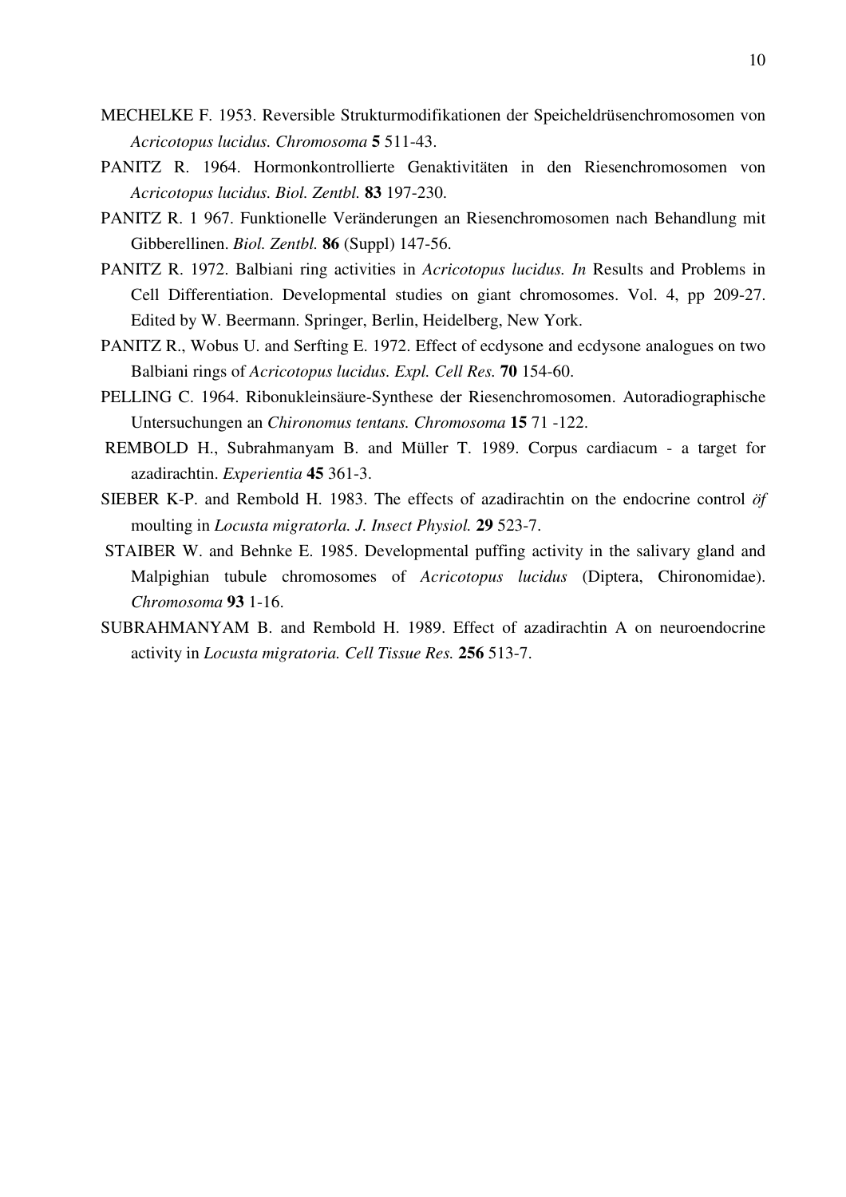MECHELKE F. 1953. Reversible Strukturmodifikationen der Speicheldrüsenchromosomen von *Acricotopus lucidus. Chromosoma* **5** 511-43.

PANITZ R. 1964. Hormonkontrollierte Genaktivitäten in den Riesenchromosomen von *Acricotopus lucidus. Biol. Zentbl.* **83** 197-230.

PANITZ R. 1 967. Funktionelle Veränderungen an Riesenchromosomen nach Behandlung mit Gibberellinen. *Biol. Zentbl.* **86** (Suppl) 147-56.

PANITZ R. 1972. Balbiani ring activities in *Acricotopus lucidus. In* Results and Problems in Cell Differentiation. Developmental studies on giant chromosomes. Vol. 4, pp 209-27. Edited by W. Beermann. Springer, Berlin, Heidelberg, New York.

PANITZ R., Wobus U. and Serfting E. 1972. Effect of ecdysone and ecdysone analogues on two Balbiani rings of *Acricotopus lucidus. Expl. Cell Res.* **70** 154-60.

PELLING C. 1964. Ribonukleinsäure-Synthese der Riesenchromosomen. Autoradiographische Untersuchungen an *Chironomus tentans. Chromosoma* **15** 71 -122.

REMBOLD H., Subrahmanyam B. and Müller T. 1989. Corpus cardiacum - a target for azadirachtin. *Experientia* **45** 361-3.

SIEBER K-P. and Rembold H. 1983. The effects of azadirachtin on the endocrine control *öf* moulting in *Locusta migratorla. J. Insect Physiol.* **29** 523-7.

STAIBER W. and Behnke E. 1985. Developmental puffing activity in the salivary gland and Malpighian tubule chromosomes of *Acricotopus lucidus* (Diptera, Chironomidae). *Chromosoma* **93** 1-16.

SUBRAHMANYAM B. and Rembold H. 1989. Effect of azadirachtin A on neuroendocrine activity in *Locusta migratoria. Cell Tissue Res.* **256** 513-7.